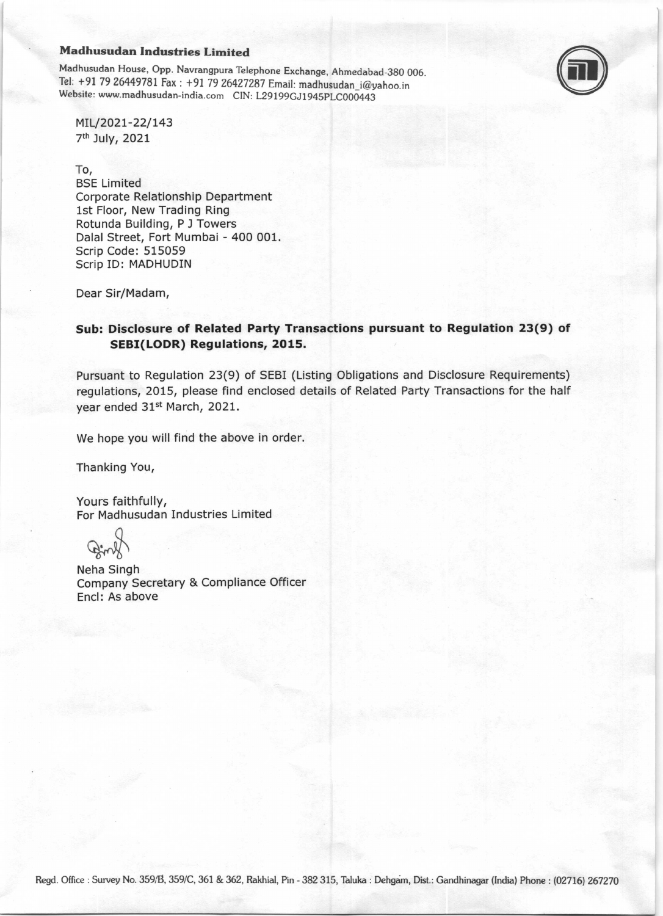**Madhusudan Industries Limited**

Madhusudan House, Opp. Navrangpura Telephone Exchange, Ahmedabad-380 006.
Tel: +91 79 26449781 Fax : +91 79 26427287 Email: madhusudan_i@yahoo.in
Website: www.madhusudan-india.com CIN: L29199GJ1945PLC000443

MIL/2021-22/143
7th July, 2021

To,
BSE Limited
Corporate Relationship Department
1st Floor, New Trading Ring
Rotunda Building, P J Towers
Dalal Street, Fort Mumbai - 400 001.
Scrip Code: 515059
Scrip ID: MADHUDIN

Dear Sir/Madam,

**Sub: Disclosure of Related Party Transactions pursuant to Regulation 23(9) of SEBI(LODR) Regulations, 2015.**

Pursuant to Regulation 23(9) of SEBI (Listing Obligations and Disclosure Requirements) regulations, 2015, please find enclosed details of Related Party Transactions for the half year ended 31st March, 2021.

We hope you will find the above in order.

Thanking You,

Yours faithfully,
For Madhusudan Industries Limited

Neha Singh
Company Secretary & Compliance Officer
Encl: As above

Regd. Office : Survey No. 359/B, 359/C, 361 & 362, Rakhial, Pin - 382 315, Taluka : Dehgam, Dist.: Gandhinagar (India) Phone : (02716) 267270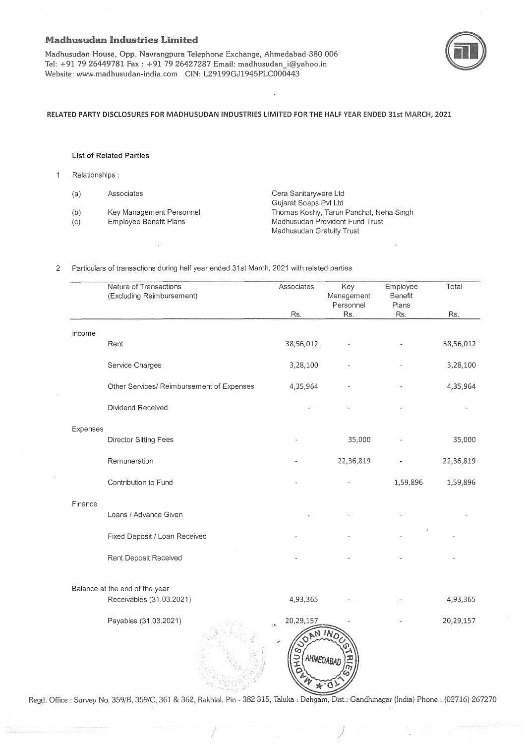**Madhusudan Industries Limited**

Madhusudan House, Opp. Navrangpura Telephone Exchange, Ahmedabad-380 006
Tel: +91 79 26449781 Fax : +91 79 26427287 Email: madhusudan_i@yahoo.in
Website: www.madhusudan-india.com CIN: L29199GJ1945PLC000443

## RELATED PARTY DISCLOSURES FOR MADHUSUDAN INDUSTRIES LIMITED FOR THE HALF YEAR ENDED 31st MARCH, 2021

### List of Related Parties

1 Relationships :

| | | |
|---|---|---|
| (a) | Associates | Cera Sanitaryware Ltd<br>Gujarat Soaps Pvt Ltd |
| (b) | Key Management Personnel | Thomas Koshy, Tarun Panchal, Neha Singh |
| (c) | Employee Benefit Plans | Madhusudan Provident Fund Trust<br>Madhusudan Gratuity Trust |

2 Particulars of transactions during half year ended 31st March, 2021 with related parties

| | Nature of Transactions (Excluding Reimbursement) | Associates | Key Management Personnel | Employee Benefit Plans | Total |
|---|---|---|---|---|---|
| | | Rs. | Rs. | Rs. | Rs. |
| Income | | | | | |
| | Rent | 38,56,012 | - | - | 38,56,012 |
| | Service Charges | 3,28,100 | - | - | 3,28,100 |
| | Other Services/ Reimbursement of Expenses | 4,35,964 | - | - | 4,35,964 |
| | Dividend Received | - | - | - | - |
| Expenses | | | | | |
| | Director Sitting Fees | - | 35,000 | - | 35,000 |
| | Remuneration | - | 22,36,819 | - | 22,36,819 |
| | Contribution to Fund | - | - | 1,59,896 | 1,59,896 |
| Finance | | | | | |
| | Loans / Advance Given | - | - | - | - |
| | Fixed Deposit / Loan Received | - | - | - | - |
| | Rent Deposit Received | - | - | - | - |
| Balance at the end of the year | | | | | |
| | Receivables (31.03.2021) | 4,93,365 | - | - | 4,93,365 |
| | Payables (31.03.2021) | 20,29,157 | - | - | 20,29,157 |

Regd. Office : Survey No. 359/B, 359/C, 361 & 362, Rakhial, Pin - 382 315, Taluka : Dehgam, Dist.: Gandhinagar (India) Phone : (02716) 267270